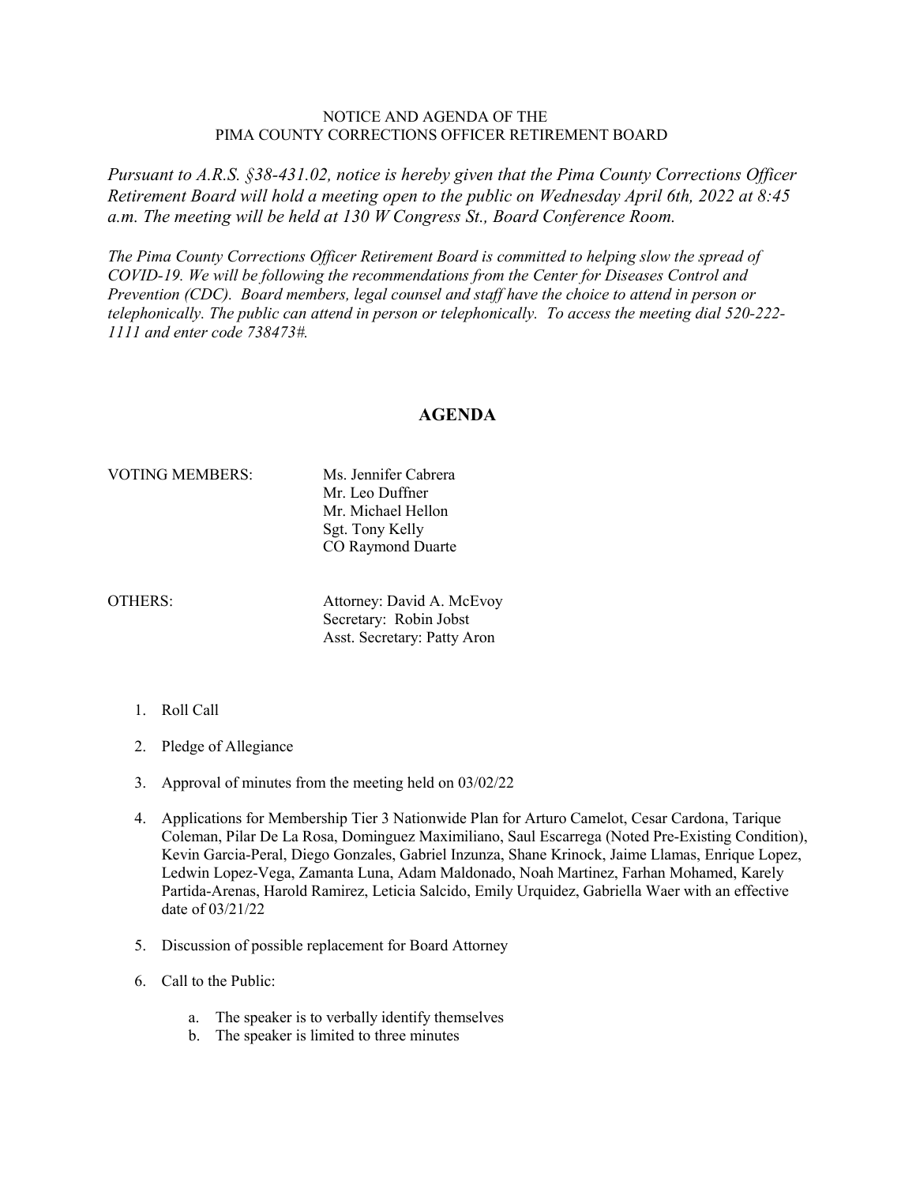NOTICE AND AGENDA OF THE
PIMA COUNTY CORRECTIONS OFFICER RETIREMENT BOARD

*Pursuant to A.R.S. §38-431.02, notice is hereby given that the Pima County Corrections Officer Retirement Board will hold a meeting open to the public on Wednesday April 6th, 2022 at 8:45 a.m. The meeting will be held at 130 W Congress St., Board Conference Room.*

*The Pima County Corrections Officer Retirement Board is committed to helping slow the spread of COVID-19. We will be following the recommendations from the Center for Diseases Control and Prevention (CDC). Board members, legal counsel and staff have the choice to attend in person or telephonically. The public can attend in person or telephonically. To access the meeting dial 520-222-1111 and enter code 738473#.*

## AGENDA

VOTING MEMBERS:
Ms. Jennifer Cabrera
Mr. Leo Duffner
Mr. Michael Hellon
Sgt. Tony Kelly
CO Raymond Duarte

OTHERS:
Attorney: David A. McEvoy
Secretary: Robin Jobst
Asst. Secretary: Patty Aron

1. Roll Call
2. Pledge of Allegiance
3. Approval of minutes from the meeting held on 03/02/22
4. Applications for Membership Tier 3 Nationwide Plan for Arturo Camelot, Cesar Cardona, Tarique Coleman, Pilar De La Rosa, Dominguez Maximiliano, Saul Escarrega (Noted Pre-Existing Condition), Kevin Garcia-Peral, Diego Gonzales, Gabriel Inzunza, Shane Krinock, Jaime Llamas, Enrique Lopez, Ledwin Lopez-Vega, Zamanta Luna, Adam Maldonado, Noah Martinez, Farhan Mohamed, Karely Partida-Arenas, Harold Ramirez, Leticia Salcido, Emily Urquidez, Gabriella Waer with an effective date of 03/21/22
5. Discussion of possible replacement for Board Attorney
6. Call to the Public:
    a. The speaker is to verbally identify themselves
    b. The speaker is limited to three minutes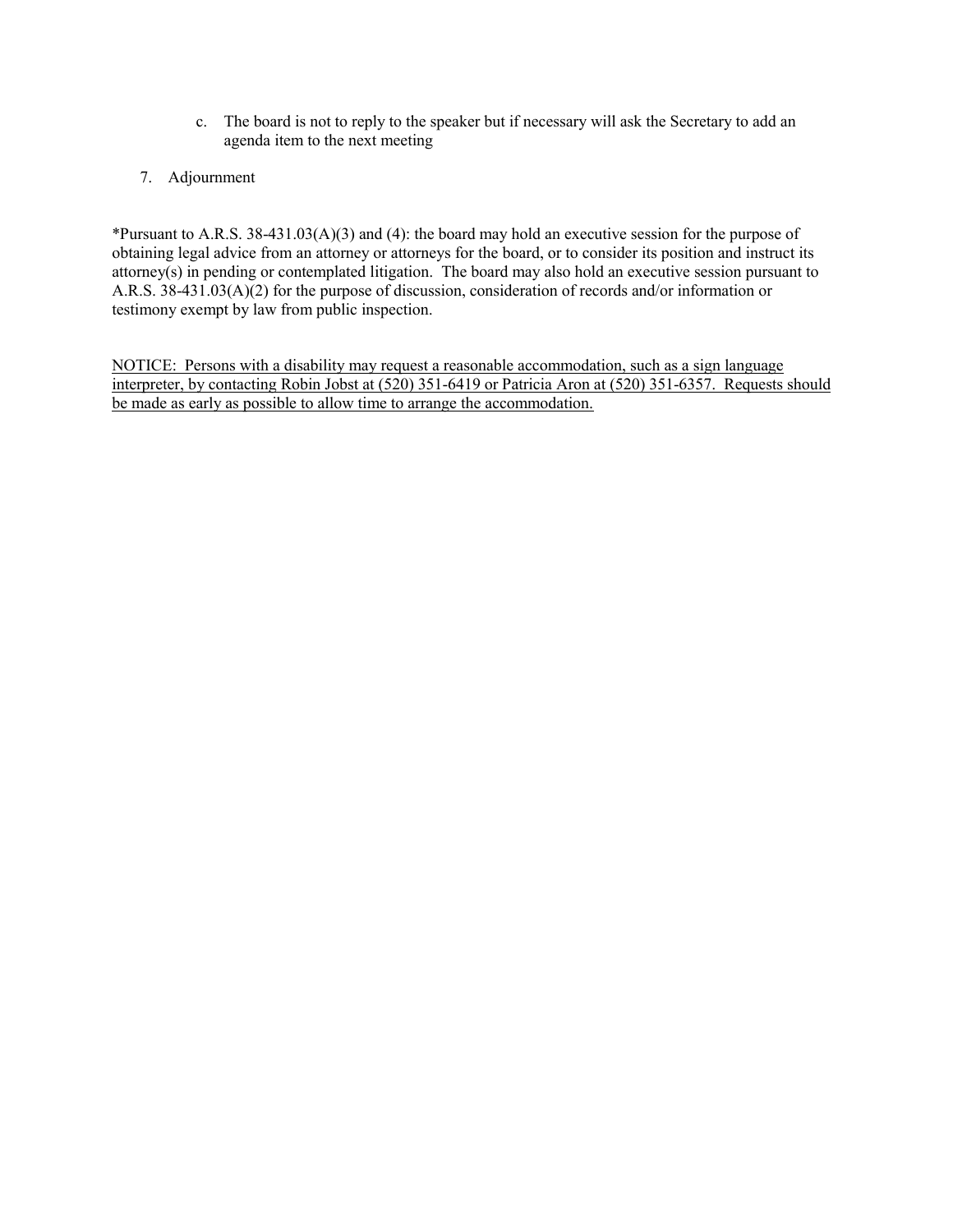c. The board is not to reply to the speaker but if necessary will ask the Secretary to add an agenda item to the next meeting

7. Adjournment

*Pursuant to A.R.S. 38-431.03(A)(3) and (4): the board may hold an executive session for the purpose of obtaining legal advice from an attorney or attorneys for the board, or to consider its position and instruct its attorney(s) in pending or contemplated litigation. The board may also hold an executive session pursuant to A.R.S. 38-431.03(A)(2) for the purpose of discussion, consideration of records and/or information or testimony exempt by law from public inspection.

<u>NOTICE: Persons with a disability may request a reasonable accommodation, such as a sign language interpreter, by contacting Robin Jobst at (520) 351-6419 or Patricia Aron at (520) 351-6357. Requests should be made as early as possible to allow time to arrange the accommodation.</u>